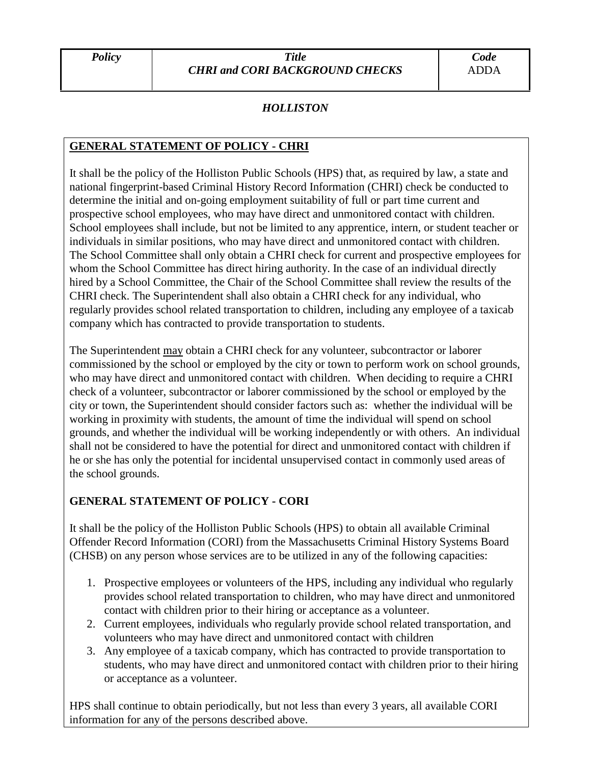| *Policy* | *Title* **CHRI and CORI BACKGROUND CHECKS** | *Code* ADDA |
|---|---|---|

***HOLLISTON***

## GENERAL STATEMENT OF POLICY - CHRI

It shall be the policy of the Holliston Public Schools (HPS) that, as required by law, a state and national fingerprint-based Criminal History Record Information (CHRI) check be conducted to determine the initial and on-going employment suitability of full or part time current and prospective school employees, who may have direct and unmonitored contact with children. School employees shall include, but not be limited to any apprentice, intern, or student teacher or individuals in similar positions, who may have direct and unmonitored contact with children. The School Committee shall only obtain a CHRI check for current and prospective employees for whom the School Committee has direct hiring authority. In the case of an individual directly hired by a School Committee, the Chair of the School Committee shall review the results of the CHRI check. The Superintendent shall also obtain a CHRI check for any individual, who regularly provides school related transportation to children, including any employee of a taxicab company which has contracted to provide transportation to students.

The Superintendent may obtain a CHRI check for any volunteer, subcontractor or laborer commissioned by the school or employed by the city or town to perform work on school grounds, who may have direct and unmonitored contact with children. When deciding to require a CHRI check of a volunteer, subcontractor or laborer commissioned by the school or employed by the city or town, the Superintendent should consider factors such as: whether the individual will be working in proximity with students, the amount of time the individual will spend on school grounds, and whether the individual will be working independently or with others. An individual shall not be considered to have the potential for direct and unmonitored contact with children if he or she has only the potential for incidental unsupervised contact in commonly used areas of the school grounds.

## GENERAL STATEMENT OF POLICY - CORI

It shall be the policy of the Holliston Public Schools (HPS) to obtain all available Criminal Offender Record Information (CORI) from the Massachusetts Criminal History Systems Board (CHSB) on any person whose services are to be utilized in any of the following capacities:

1. Prospective employees or volunteers of the HPS, including any individual who regularly provides school related transportation to children, who may have direct and unmonitored contact with children prior to their hiring or acceptance as a volunteer.
2. Current employees, individuals who regularly provide school related transportation, and volunteers who may have direct and unmonitored contact with children
3. Any employee of a taxicab company, which has contracted to provide transportation to students, who may have direct and unmonitored contact with children prior to their hiring or acceptance as a volunteer.

HPS shall continue to obtain periodically, but not less than every 3 years, all available CORI information for any of the persons described above.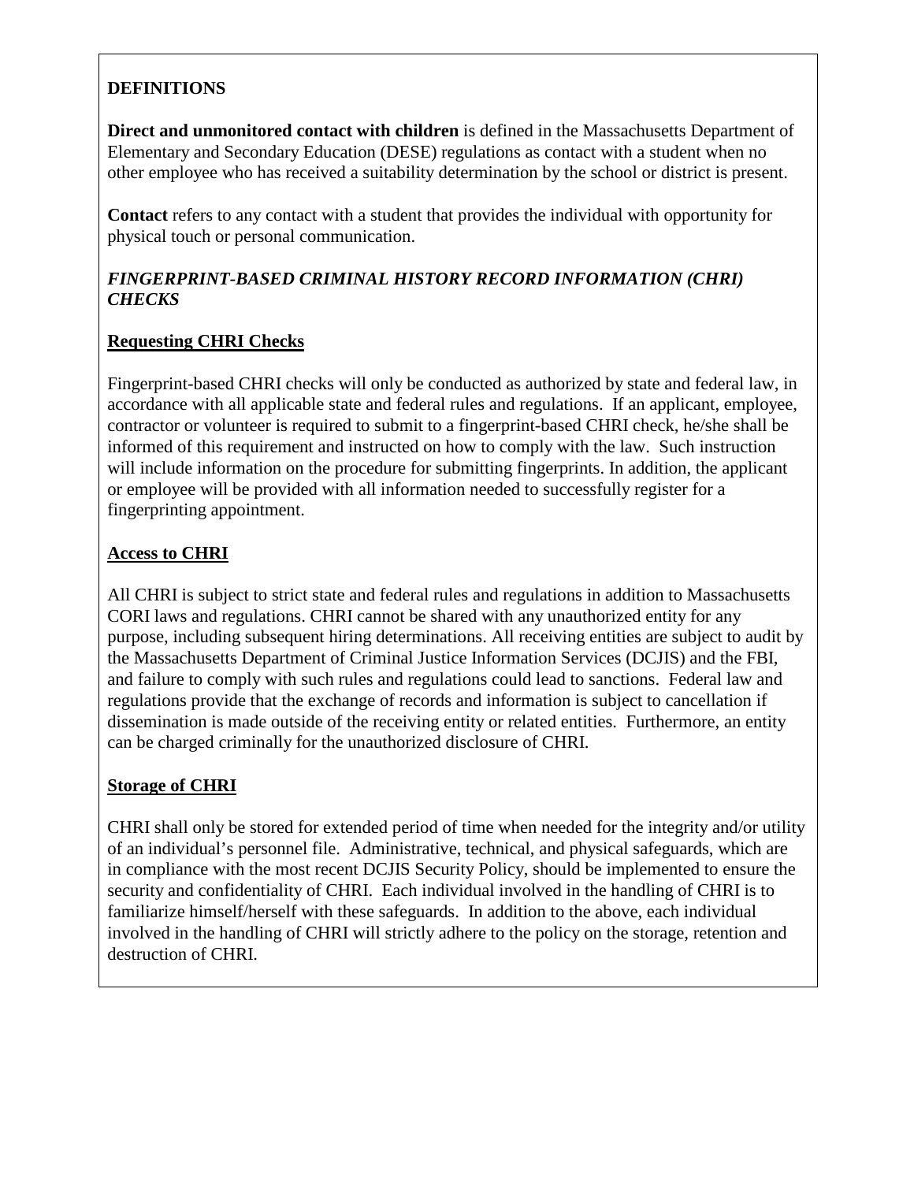**DEFINITIONS**

**Direct and unmonitored contact with children** is defined in the Massachusetts Department of Elementary and Secondary Education (DESE) regulations as contact with a student when no other employee who has received a suitability determination by the school or district is present.

**Contact** refers to any contact with a student that provides the individual with opportunity for physical touch or personal communication.

***FINGERPRINT-BASED CRIMINAL HISTORY RECORD INFORMATION (CHRI) CHECKS***

**Requesting CHRI Checks**

Fingerprint-based CHRI checks will only be conducted as authorized by state and federal law, in accordance with all applicable state and federal rules and regulations. If an applicant, employee, contractor or volunteer is required to submit to a fingerprint-based CHRI check, he/she shall be informed of this requirement and instructed on how to comply with the law. Such instruction will include information on the procedure for submitting fingerprints. In addition, the applicant or employee will be provided with all information needed to successfully register for a fingerprinting appointment.

**Access to CHRI**

All CHRI is subject to strict state and federal rules and regulations in addition to Massachusetts CORI laws and regulations. CHRI cannot be shared with any unauthorized entity for any purpose, including subsequent hiring determinations. All receiving entities are subject to audit by the Massachusetts Department of Criminal Justice Information Services (DCJIS) and the FBI, and failure to comply with such rules and regulations could lead to sanctions. Federal law and regulations provide that the exchange of records and information is subject to cancellation if dissemination is made outside of the receiving entity or related entities. Furthermore, an entity can be charged criminally for the unauthorized disclosure of CHRI.

**Storage of CHRI**

CHRI shall only be stored for extended period of time when needed for the integrity and/or utility of an individual's personnel file. Administrative, technical, and physical safeguards, which are in compliance with the most recent DCJIS Security Policy, should be implemented to ensure the security and confidentiality of CHRI. Each individual involved in the handling of CHRI is to familiarize himself/herself with these safeguards. In addition to the above, each individual involved in the handling of CHRI will strictly adhere to the policy on the storage, retention and destruction of CHRI.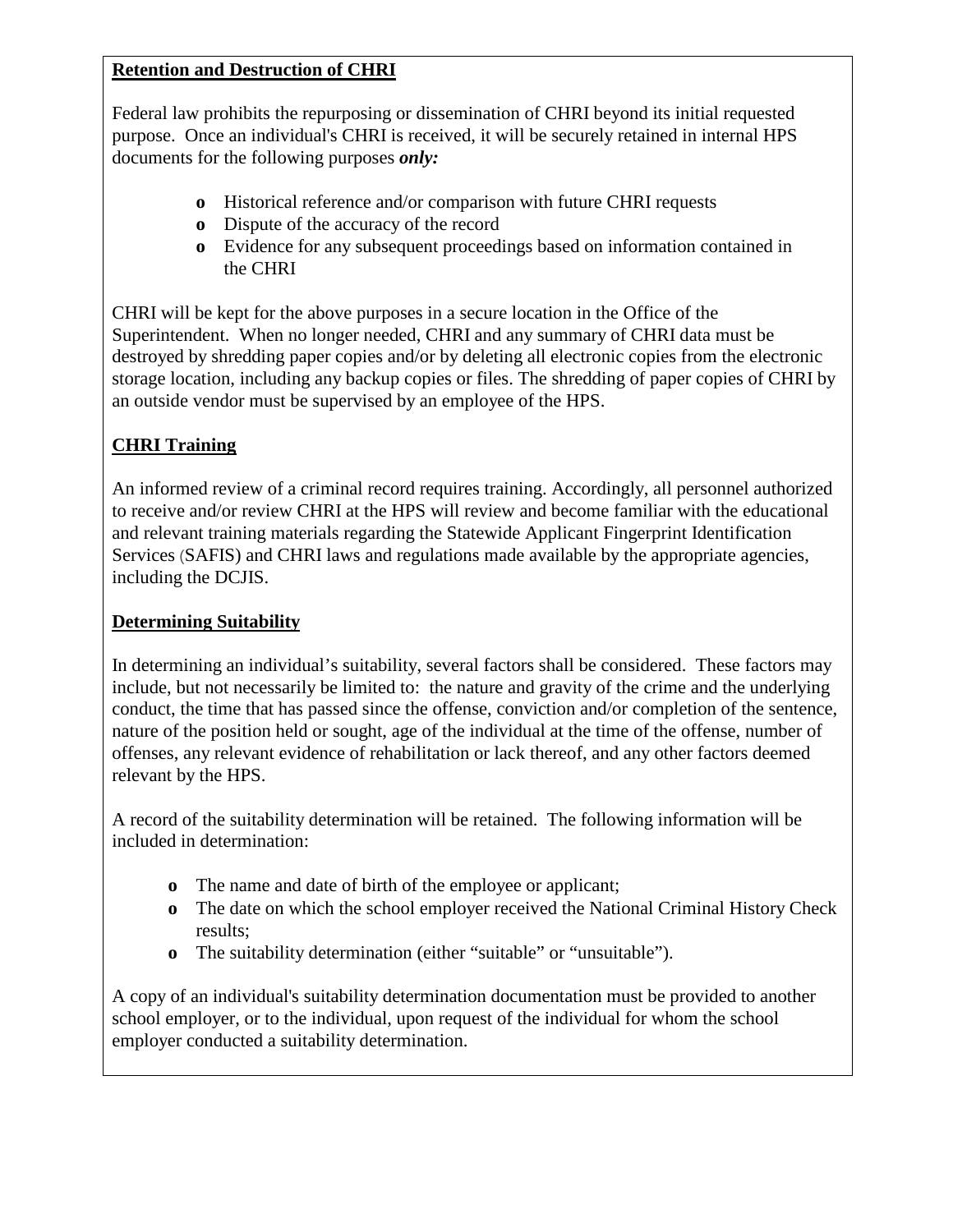## Retention and Destruction of CHRI

Federal law prohibits the repurposing or dissemination of CHRI beyond its initial requested purpose. Once an individual's CHRI is received, it will be securely retained in internal HPS documents for the following purposes ***only:***

- Historical reference and/or comparison with future CHRI requests
- Dispute of the accuracy of the record
- Evidence for any subsequent proceedings based on information contained in the CHRI

CHRI will be kept for the above purposes in a secure location in the Office of the Superintendent. When no longer needed, CHRI and any summary of CHRI data must be destroyed by shredding paper copies and/or by deleting all electronic copies from the electronic storage location, including any backup copies or files. The shredding of paper copies of CHRI by an outside vendor must be supervised by an employee of the HPS.

## CHRI Training

An informed review of a criminal record requires training. Accordingly, all personnel authorized to receive and/or review CHRI at the HPS will review and become familiar with the educational and relevant training materials regarding the Statewide Applicant Fingerprint Identification Services (SAFIS) and CHRI laws and regulations made available by the appropriate agencies, including the DCJIS.

## Determining Suitability

In determining an individual's suitability, several factors shall be considered. These factors may include, but not necessarily be limited to: the nature and gravity of the crime and the underlying conduct, the time that has passed since the offense, conviction and/or completion of the sentence, nature of the position held or sought, age of the individual at the time of the offense, number of offenses, any relevant evidence of rehabilitation or lack thereof, and any other factors deemed relevant by the HPS.

A record of the suitability determination will be retained. The following information will be included in determination:

- The name and date of birth of the employee or applicant;
- The date on which the school employer received the National Criminal History Check results;
- The suitability determination (either "suitable" or "unsuitable").

A copy of an individual's suitability determination documentation must be provided to another school employer, or to the individual, upon request of the individual for whom the school employer conducted a suitability determination.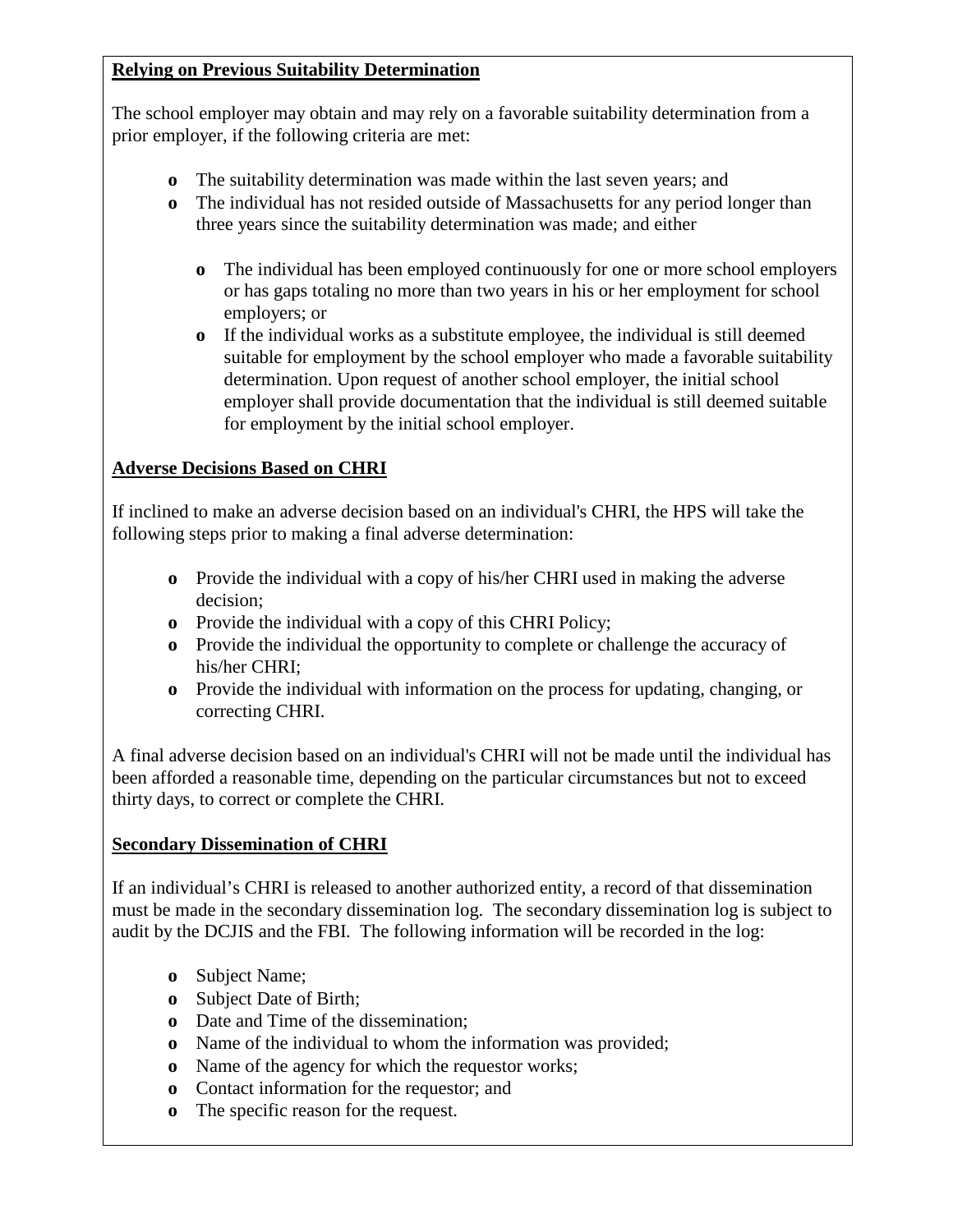**Relying on Previous Suitability Determination**

The school employer may obtain and may rely on a favorable suitability determination from a prior employer, if the following criteria are met:

- The suitability determination was made within the last seven years; and
- The individual has not resided outside of Massachusetts for any period longer than three years since the suitability determination was made; and either
  - The individual has been employed continuously for one or more school employers or has gaps totaling no more than two years in his or her employment for school employers; or
  - If the individual works as a substitute employee, the individual is still deemed suitable for employment by the school employer who made a favorable suitability determination. Upon request of another school employer, the initial school employer shall provide documentation that the individual is still deemed suitable for employment by the initial school employer.

**Adverse Decisions Based on CHRI**

If inclined to make an adverse decision based on an individual's CHRI, the HPS will take the following steps prior to making a final adverse determination:

- Provide the individual with a copy of his/her CHRI used in making the adverse decision;
- Provide the individual with a copy of this CHRI Policy;
- Provide the individual the opportunity to complete or challenge the accuracy of his/her CHRI;
- Provide the individual with information on the process for updating, changing, or correcting CHRI.

A final adverse decision based on an individual's CHRI will not be made until the individual has been afforded a reasonable time, depending on the particular circumstances but not to exceed thirty days, to correct or complete the CHRI.

**Secondary Dissemination of CHRI**

If an individual's CHRI is released to another authorized entity, a record of that dissemination must be made in the secondary dissemination log. The secondary dissemination log is subject to audit by the DCJIS and the FBI. The following information will be recorded in the log:

- Subject Name;
- Subject Date of Birth;
- Date and Time of the dissemination;
- Name of the individual to whom the information was provided;
- Name of the agency for which the requestor works;
- Contact information for the requestor; and
- The specific reason for the request.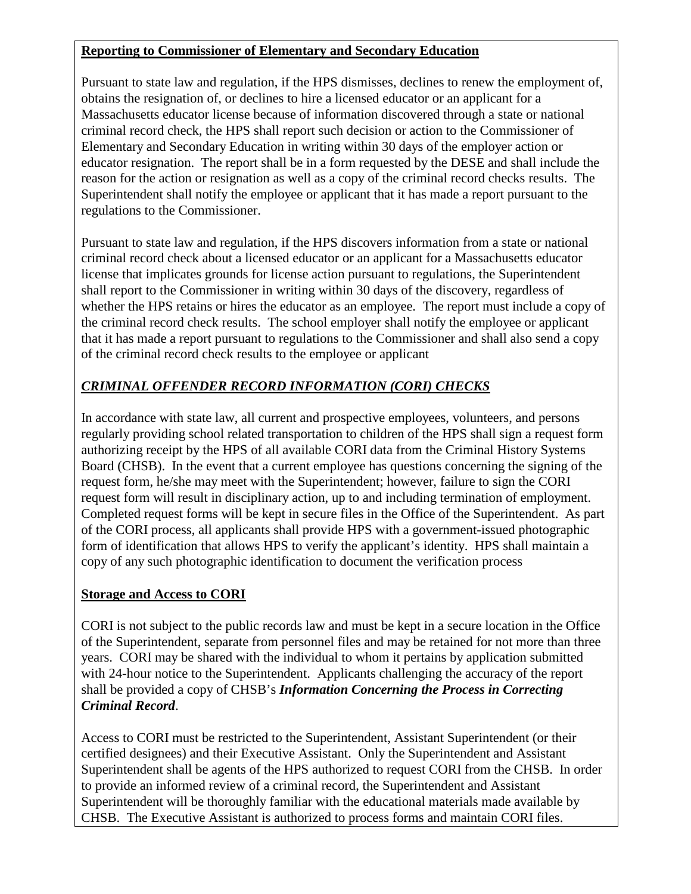**Reporting to Commissioner of Elementary and Secondary Education**

Pursuant to state law and regulation, if the HPS dismisses, declines to renew the employment of, obtains the resignation of, or declines to hire a licensed educator or an applicant for a Massachusetts educator license because of information discovered through a state or national criminal record check, the HPS shall report such decision or action to the Commissioner of Elementary and Secondary Education in writing within 30 days of the employer action or educator resignation. The report shall be in a form requested by the DESE and shall include the reason for the action or resignation as well as a copy of the criminal record checks results. The Superintendent shall notify the employee or applicant that it has made a report pursuant to the regulations to the Commissioner.

Pursuant to state law and regulation, if the HPS discovers information from a state or national criminal record check about a licensed educator or an applicant for a Massachusetts educator license that implicates grounds for license action pursuant to regulations, the Superintendent shall report to the Commissioner in writing within 30 days of the discovery, regardless of whether the HPS retains or hires the educator as an employee. The report must include a copy of the criminal record check results. The school employer shall notify the employee or applicant that it has made a report pursuant to regulations to the Commissioner and shall also send a copy of the criminal record check results to the employee or applicant

***CRIMINAL OFFENDER RECORD INFORMATION (CORI) CHECKS***

In accordance with state law, all current and prospective employees, volunteers, and persons regularly providing school related transportation to children of the HPS shall sign a request form authorizing receipt by the HPS of all available CORI data from the Criminal History Systems Board (CHSB). In the event that a current employee has questions concerning the signing of the request form, he/she may meet with the Superintendent; however, failure to sign the CORI request form will result in disciplinary action, up to and including termination of employment. Completed request forms will be kept in secure files in the Office of the Superintendent. As part of the CORI process, all applicants shall provide HPS with a government-issued photographic form of identification that allows HPS to verify the applicant's identity. HPS shall maintain a copy of any such photographic identification to document the verification process

**Storage and Access to CORI**

CORI is not subject to the public records law and must be kept in a secure location in the Office of the Superintendent, separate from personnel files and may be retained for not more than three years. CORI may be shared with the individual to whom it pertains by application submitted with 24-hour notice to the Superintendent. Applicants challenging the accuracy of the report shall be provided a copy of CHSB's ***Information Concerning the Process in Correcting Criminal Record***.

Access to CORI must be restricted to the Superintendent, Assistant Superintendent (or their certified designees) and their Executive Assistant. Only the Superintendent and Assistant Superintendent shall be agents of the HPS authorized to request CORI from the CHSB. In order to provide an informed review of a criminal record, the Superintendent and Assistant Superintendent will be thoroughly familiar with the educational materials made available by CHSB. The Executive Assistant is authorized to process forms and maintain CORI files.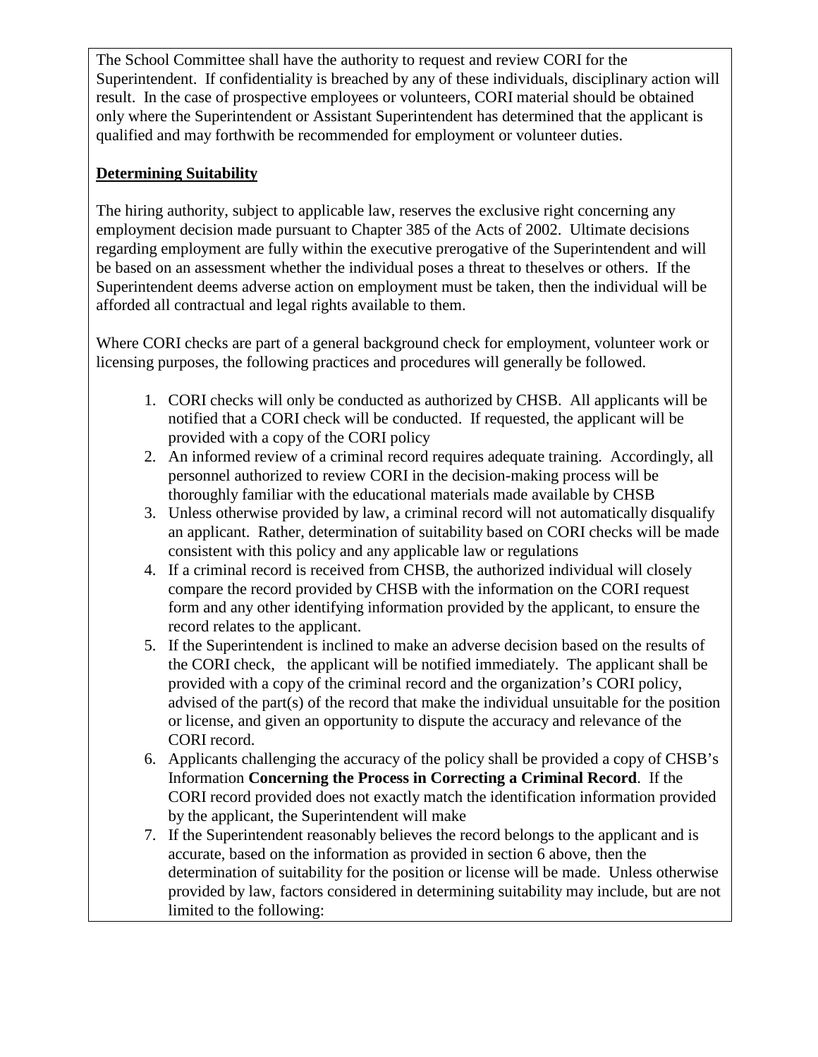The School Committee shall have the authority to request and review CORI for the Superintendent. If confidentiality is breached by any of these individuals, disciplinary action will result. In the case of prospective employees or volunteers, CORI material should be obtained only where the Superintendent or Assistant Superintendent has determined that the applicant is qualified and may forthwith be recommended for employment or volunteer duties.

**Determining Suitability**

The hiring authority, subject to applicable law, reserves the exclusive right concerning any employment decision made pursuant to Chapter 385 of the Acts of 2002. Ultimate decisions regarding employment are fully within the executive prerogative of the Superintendent and will be based on an assessment whether the individual poses a threat to theselves or others. If the Superintendent deems adverse action on employment must be taken, then the individual will be afforded all contractual and legal rights available to them.

Where CORI checks are part of a general background check for employment, volunteer work or licensing purposes, the following practices and procedures will generally be followed.

1. CORI checks will only be conducted as authorized by CHSB. All applicants will be notified that a CORI check will be conducted. If requested, the applicant will be provided with a copy of the CORI policy
2. An informed review of a criminal record requires adequate training. Accordingly, all personnel authorized to review CORI in the decision-making process will be thoroughly familiar with the educational materials made available by CHSB
3. Unless otherwise provided by law, a criminal record will not automatically disqualify an applicant. Rather, determination of suitability based on CORI checks will be made consistent with this policy and any applicable law or regulations
4. If a criminal record is received from CHSB, the authorized individual will closely compare the record provided by CHSB with the information on the CORI request form and any other identifying information provided by the applicant, to ensure the record relates to the applicant.
5. If the Superintendent is inclined to make an adverse decision based on the results of the CORI check, the applicant will be notified immediately. The applicant shall be provided with a copy of the criminal record and the organization's CORI policy, advised of the part(s) of the record that make the individual unsuitable for the position or license, and given an opportunity to dispute the accuracy and relevance of the CORI record.
6. Applicants challenging the accuracy of the policy shall be provided a copy of CHSB's Information **Concerning the Process in Correcting a Criminal Record**. If the CORI record provided does not exactly match the identification information provided by the applicant, the Superintendent will make
7. If the Superintendent reasonably believes the record belongs to the applicant and is accurate, based on the information as provided in section 6 above, then the determination of suitability for the position or license will be made. Unless otherwise provided by law, factors considered in determining suitability may include, but are not limited to the following: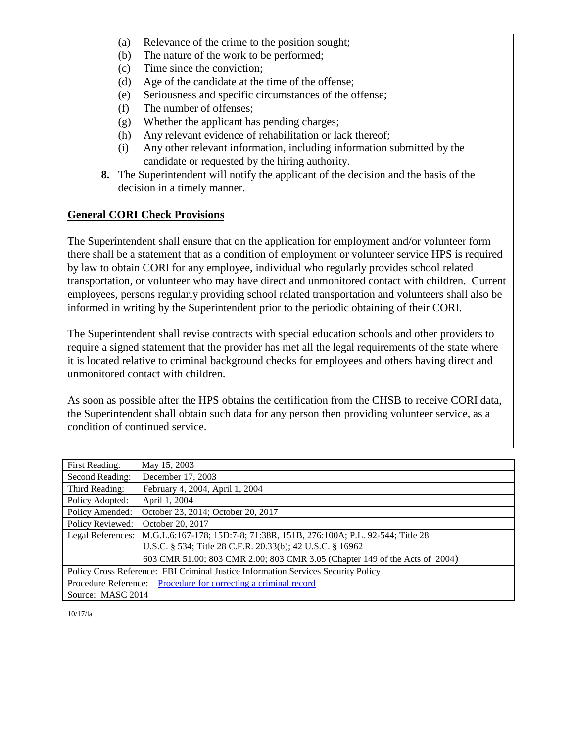(a) Relevance of the crime to the position sought;
(b) The nature of the work to be performed;
(c) Time since the conviction;
(d) Age of the candidate at the time of the offense;
(e) Seriousness and specific circumstances of the offense;
(f) The number of offenses;
(g) Whether the applicant has pending charges;
(h) Any relevant evidence of rehabilitation or lack thereof;
(i) Any other relevant information, including information submitted by the candidate or requested by the hiring authority.

**8.** The Superintendent will notify the applicant of the decision and the basis of the decision in a timely manner.

**General CORI Check Provisions**

The Superintendent shall ensure that on the application for employment and/or volunteer form there shall be a statement that as a condition of employment or volunteer service HPS is required by law to obtain CORI for any employee, individual who regularly provides school related transportation, or volunteer who may have direct and unmonitored contact with children. Current employees, persons regularly providing school related transportation and volunteers shall also be informed in writing by the Superintendent prior to the periodic obtaining of their CORI.

The Superintendent shall revise contracts with special education schools and other providers to require a signed statement that the provider has met all the legal requirements of the state where it is located relative to criminal background checks for employees and others having direct and unmonitored contact with children.

As soon as possible after the HPS obtains the certification from the CHSB to receive CORI data, the Superintendent shall obtain such data for any person then providing volunteer service, as a condition of continued service.

| | |
|---|---|
| First Reading: | May 15, 2003 |
| Second Reading: | December 17, 2003 |
| Third Reading: | February 4, 2004, April 1, 2004 |
| Policy Adopted: | April 1, 2004 |
| Policy Amended: | October 23, 2014; October 20, 2017 |
| Policy Reviewed: | October 20, 2017 |
| Legal References: | M.G.L.6:167-178; 15D:7-8; 71:38R, 151B, 276:100A; P.L. 92-544; Title 28 U.S.C. § 534; Title 28 C.F.R. 20.33(b); 42 U.S.C. § 16962 603 CMR 51.00; 803 CMR 2.00; 803 CMR 3.05 (Chapter 149 of the Acts of 2004) |
| Policy Cross Reference: FBI Criminal Justice Information Services Security Policy | |
| Procedure Reference: Procedure for correcting a criminal record | |
| Source: MASC 2014 | |

10/17/la